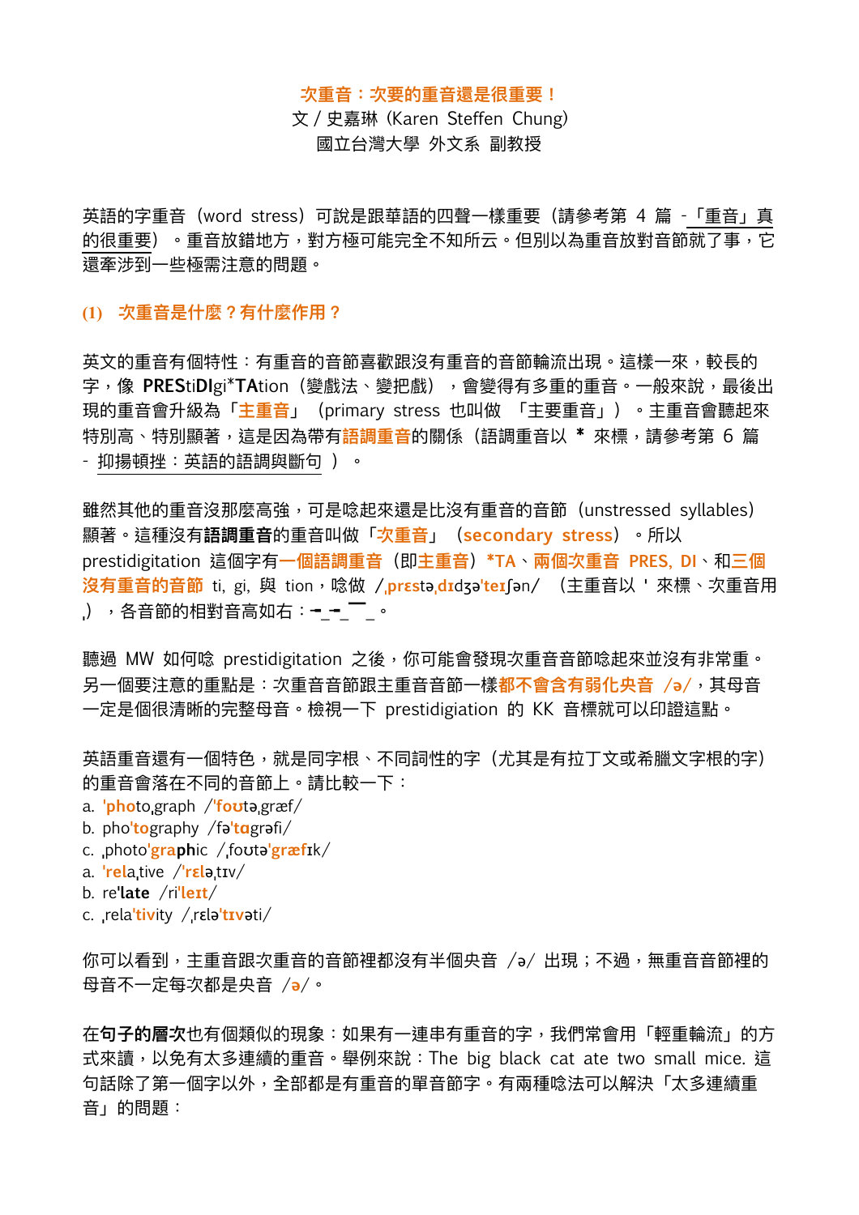# 次重音：次要的重音還是很重要！

文 / 史嘉琳 (Karen Steffen Chung)
國立台灣大學 外文系 副教授

英語的字重音（word stress）可說是跟華語的四聲一樣重要（請參考第 4 篇 -「重音」真的很重要）。重音放錯地方，對方極可能完全不知所云。但別以為重音放對音節就了事，它還牽涉到一些極需注意的問題。

## (1) 次重音是什麼？有什麼作用？

英文的重音有個特性：有重音的音節喜歡跟沒有重音的音節輪流出現。這樣一來，較長的字，像 **PRES**ti**DI**gi***TA**tion（變戲法、變把戲），會變得有多重的重音。一般來說，最後出現的重音會升級為「**主重音**」（primary stress 也叫做 「主要重音」）。主重音會聽起來特別高、特別顯著，這是因為帶有**語調重音**的關係（語調重音以 * 來標，請參考第 6 篇 - 抑揚頓挫：英語的語調與斷句）。

雖然其他的重音沒那麼高強，可是唸起來還是比沒有重音的音節（unstressed syllables）顯著。這種沒有**語調重音**的重音叫做「**次重音**」（**secondary stress**）。所以 prestidigitation 這個字有**一個語調重音**（即**主重音**）***TA**、**兩個次重音 PRES, DI**、和**三個沒有重音的音節** ti, gi, 與 tion，唸做 /ˌ**prɛs**təˌ**dɪ**dʒəˈ**teɪ**ʃən/ （主重音以 ˈ 來標、次重音用 ˌ），各音節的相對音高如右：- _ - _ ‾ _。

聽過 MW 如何唸 prestidigitation 之後，你可能會發現次重音音節唸起來並沒有非常重。另一個要注意的重點是：次重音音節跟主重音音節一樣**都不會含有弱化央音 /ə/**，其母音一定是個很清晰的完整母音。檢視一下 prestidigiation 的 KK 音標就可以印證這點。

英語重音還有一個特色，就是同字根、不同詞性的字（尤其是有拉丁文或希臘文字根的字）的重音會落在不同的音節上。請比較一下：

a. ˈ**pho**toˌgraph /ˈ**foʊ**təˌgræf/
b. phoˈ**to**graphy /fəˈ**tɑ**grəfi/
c. ˌphotoˈ**gra**phic /ˌfoʊtəˈ**græf**ɪk/
a. ˈ**rel**aˌtive /ˈ**rɛl**əˌtɪv/
b. reˈ**late** /riˈ**leɪt**/
c. ˌrelaˈ**tiv**ity /ˌrɛləˈ**tɪv**əti/

你可以看到，主重音跟次重音的音節裡都沒有半個央音 /ə/ 出現；不過，無重音音節裡的母音不一定每次都是央音 /ə/。

在**句子的層次**也有個類似的現象：如果有一連串有重音的字，我們常會用「輕重輪流」的方式來讀，以免有太多連續的重音。舉例來說：The big black cat ate two small mice. 這句話除了第一個字以外，全部都是有重音的單音節字。有兩種唸法可以解決「太多連續重音」的問題：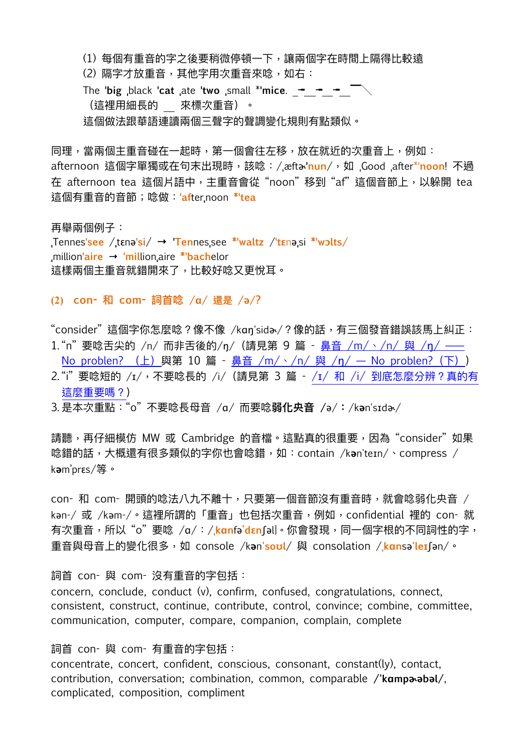(1) 每個有重音的字之後要稍微停頓一下，讓兩個字在時間上隔得比較遠

(2) 隔字才放重音，其他字用次重音來唸，如右：

The **'big** ˌblack **'cat** ˌate **'two** ˌsmall ***'mice**.

（這裡用細長的 __ 來標次重音）。

這個做法跟華語連讀兩個三聲字的聲調變化規則有點類似。

同理，當兩個主重音碰在一起時，第一個會往左移，放在就近的次重音上，例如：afternoon 這個字單獨或在句末出現時，該唸：/ˌæftɚ'**nun**/，如 ˌGood ˌafter*'**noon**! 不過在 afternoon tea 這個片語中，主重音會從 "noon" 移到 "af" 這個音節上，以躲開 tea 這個有重音的音節；唸做：'**af**terˌnoon ***'tea**

再舉兩個例子：

ˌTennes'**see** /ˌtɛnə'**si**/ → '**Ten**nesˌsee ***'waltz** /'**tɛ**nəˌsi *'**wɔlts**/

ˌmillion'**aire** → '**mil**lionˌaire ***'bach**elor

這樣兩個主重音就錯開來了，比較好唸又更悅耳。

### (2) con- 和 com- 詞首唸 /ɑ/ 還是 /ə/?

"consider" 這個字你怎麼唸？像不像 /kɑŋ'sidɚ/？像的話，有三個發音錯誤該馬上糾正：

1. "n" 要唸舌尖的 /n/ 而非舌後的/ŋ/（請見第 9 篇 - 鼻音 /m/、/n/ 與 /ŋ/ —— No problen? （上）與第 10 篇 - 鼻音 /m/、/n/ 與 /ŋ/ — No problen?（下））
2. "i" 要唸短的 /ɪ/，不要唸長的 /i/（請見第 3 篇 - /ɪ/ 和 /i/ 到底怎麼分辨？真的有這麼重要嗎？）
3. 是本次重點："o" 不要唸長母音 /ɑ/ 而要唸**弱化央音 /ə/**：/k**ə**n'sɪdɚ/

請聽，再仔細模仿 MW 或 Cambridge 的音檔。這點真的很重要，因為 "consider" 如果唸錯的話，大概還有很多類似的字你也會唸錯，如：contain /k**ə**n'teɪn/、compress /k**ə**m'prɛs/等。

con- 和 com- 開頭的唸法八九不離十，只要第一個音節沒有重音時，就會唸弱化央音 /kən-/ 或 /kəm-/。這裡所謂的「重音」也包括次重音，例如，confidential 裡的 con- 就有次重音，所以 "o" 要唸 /ɑ/：/ˌ**kɑn**fə'**dɛn**ʃəl/。你會發現，同一個字根的不同詞性的字，重音與母音上的變化很多，如 console /k**ə**n'**soʊl**/ 與 consolation /ˌ**kɑn**sə'**leɪ**ʃən/。

詞首 con- 與 com- 沒有重音的字包括：

concern, conclude, conduct (v), confirm, confused, congratulations, connect, consistent, construct, continue, contribute, control, convince; combine, committee, communication, computer, compare, companion, complain, complete

詞首 con- 與 com- 有重音的字包括：

concentrate, concert, confident, conscious, consonant, constant(ly), contact, contribution, conversation; combination, common, comparable **/'kɑmpɚəbəl/**, complicated, composition, compliment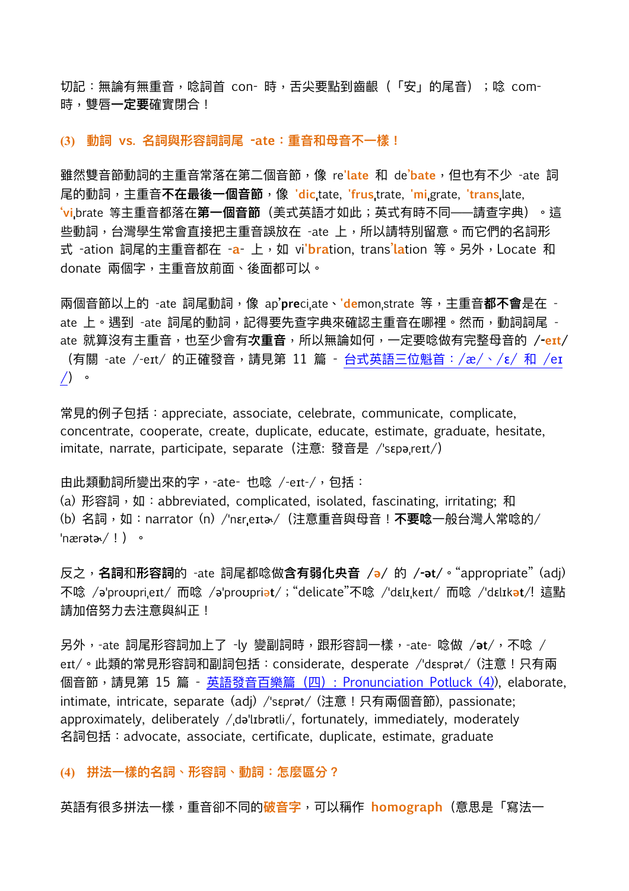切記：無論有無重音，唸詞首 con- 時，舌尖要點到齒齦（「安」的尾音）；唸 com- 時，雙唇**一定要**確實閉合！

### (3) 動詞 vs. 名詞與形容詞詞尾 -ate：重音和母音不一樣！

雖然雙音節動詞的主重音常落在第二個音節，像 re'**late** 和 de'**bate**，但也有不少 -ate 詞尾的動詞，主重音**不在最後一個音節**，像 '**dic**ˌtate, '**frus**ˌtrate, '**mi**ˌgrate, '**trans**ˌlate, '**vi**ˌbrate 等主重音都落在**第一個音節**（美式英語才如此；英式有時不同——請查字典）。這些動詞，台灣學生常會直接把主重音誤放在 -ate 上，所以請特別留意。而它們的名詞形式 -ation 詞尾的主重音都在 **-a-** 上，如 vi'**bra**tion, trans'**la**tion 等。另外，Locate 和 donate 兩個字，主重音放前面、後面都可以。

兩個音節以上的 -ate 詞尾動詞，像 ap'**pre**ciˌate、'**de**monˌstrate 等，主重音**都不會**是在 -ate 上。遇到 -ate 詞尾的動詞，記得要先查字典來確認主重音在哪裡。然而，動詞詞尾 -ate 就算沒有主重音，也至少會有**次重音**，所以無論如何，一定要唸做有完整母音的 **/-eɪt/**（有關 -ate /-eɪt/ 的正確發音，請見第 11 篇 - 台式英語三位魁首：/æ/、/ɛ/ 和 /eɪ/）。

常見的例子包括：appreciate, associate, celebrate, communicate, complicate, concentrate, cooperate, create, duplicate, educate, estimate, graduate, hesitate, imitate, narrate, participate, separate（注意: 發音是 /'sɛpəˌreɪt/）

由此類動詞所變出來的字，-ate- 也唸 /-eɪt-/，包括：
(a) 形容詞，如：abbreviated, complicated, isolated, fascinating, irritating; 和
(b) 名詞，如：narrator (n) /'nɛrˌeɪtɚ/（注意重音與母音！**不要唸**一般台灣人常唸的/'nærətɚ/！）。

反之，**名詞**和**形容詞**的 -ate 詞尾都唸做**含有弱化央音 /ə/** 的 **/-ət/**。"appropriate" (adj) 不唸 /ə'proʊpriˌeɪt/ 而唸 /ə'proʊpri**ət**/；"delicate"不唸 /'dɛlɪˌkeɪt/ 而唸 /'dɛlɪk**ət**/! 這點請加倍努力去注意與糾正！

另外，-ate 詞尾形容詞加上了 -ly 變副詞時，跟形容詞一樣，-ate- 唸做 /**ət**/，不唸 /eɪt/。此類的常見形容詞和副詞包括：considerate, desperate /'dɛsprət/（注意！只有兩個音節，請見第 15 篇 - 英語發音百樂篇（四）：Pronunciation Potluck (4)), elaborate, intimate, intricate, separate (adj) /'sɛprət/（注意！只有兩個音節）, passionate; approximately, deliberately /ˌdə'lɪbrətli/, fortunately, immediately, moderately
名詞包括：advocate, associate, certificate, duplicate, estimate, graduate

### (4) 拼法一樣的名詞、形容詞、動詞：怎麼區分？

英語有很多拼法一樣，重音卻不同的**破音字**，可以稱作 **homograph**（意思是「寫法一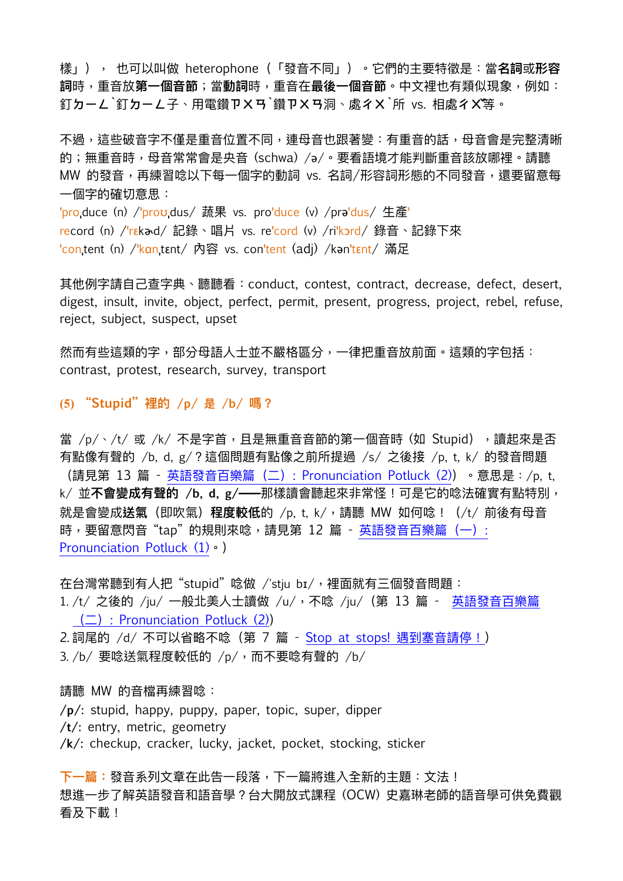樣」），也可以叫做 heterophone（「發音不同」）。它們的主要特徵是：當**名詞**或**形容詞**時，重音放**第一個音節**；當**動詞**時，重音在**最後一個音節**。中文裡也有類似現象，例如：釘ㄉㄧㄥˋ釘ㄉㄧㄥ子、用電鑽ㄗㄨㄢˋ鑽ㄗㄨㄢ洞、處ㄔㄨˋ所 vs. 相處ㄔㄨˇ等。

不過，這些破音字不僅是重音位置不同，連母音也跟著變：有重音的話，母音會是完整清晰的；無重音時，母音常常會是央音（schwa）/ə/。要看語境才能判斷重音該放哪裡。請聽 MW 的發音，再練習唸以下每一個字的動詞 vs. 名詞/形容詞形態的不同發音，還要留意每一個字的確切意思：

'pro,duce（n）/'proʊ,dus/ 蔬果 vs. pro'duce（v）/prə'dus/ 生產'
record（n）/'rɛkɚd/ 記錄、唱片 vs. re'cord（v）/ri'kɔrd/ 錄音、記錄下來
'con,tent（n）/'kɑn,tɛnt/ 內容 vs. con'tent（adj）/kən'tɛnt/ 滿足

其他例字請自己查字典、聽聽看：conduct, contest, contract, decrease, defect, desert, digest, insult, invite, object, perfect, permit, present, progress, project, rebel, refuse, reject, subject, suspect, upset

然而有些這類的字，部分母語人士並不嚴格區分，一律把重音放前面。這類的字包括：contrast, protest, research, survey, transport

### (5) "Stupid" 裡的 /p/ 是 /b/ 嗎？

當 /p/、/t/ 或 /k/ 不是字首，且是無重音音節的第一個音時（如 Stupid），讀起來是否有點像有聲的 /b, d, g/？這個問題有點像之前所提過 /s/ 之後接 /p, t, k/ 的發音問題（請見第 13 篇 - 英語發音百樂篇（二）：Pronunciation Potluck (2)）。意思是：/p, t, k/ 並**不會變成有聲的 /b, d, g/**——那樣讀會聽起來非常怪！可是它的唸法確實有點特別，就是會變成**送氣**（即吹氣）**程度較低**的 /p, t, k/，請聽 MW 如何唸！（/t/ 前後有母音時，要留意閃音 "tap" 的規則來唸，請見第 12 篇 - 英語發音百樂篇（一）：Pronunciation Potluck (1)。）

在台灣常聽到有人把 "stupid" 唸做 /'stju bɪ/，裡面就有三個發音問題：

1. /t/ 之後的 /ju/ 一般北美人士讀做 /u/，不唸 /ju/（第 13 篇 - 英語發音百樂篇（二）：Pronunciation Potluck (2)）
2. 詞尾的 /d/ 不可以省略不唸（第 7 篇 - Stop at stops! 遇到塞音請停！）
3. /b/ 要唸送氣程度較低的 /p/，而不要唸有聲的 /b/

請聽 MW 的音檔再練習唸：

**/p/**: stupid, happy, puppy, paper, topic, super, dipper
**/t/**: entry, metric, geometry
**/k/**: checkup, cracker, lucky, jacket, pocket, stocking, sticker

**下一篇：** 發音系列文章在此告一段落，下一篇將進入全新的主題：文法！
想進一步了解英語發音和語音學？台大開放式課程（OCW）史嘉琳老師的語音學可供免費觀看及下載！